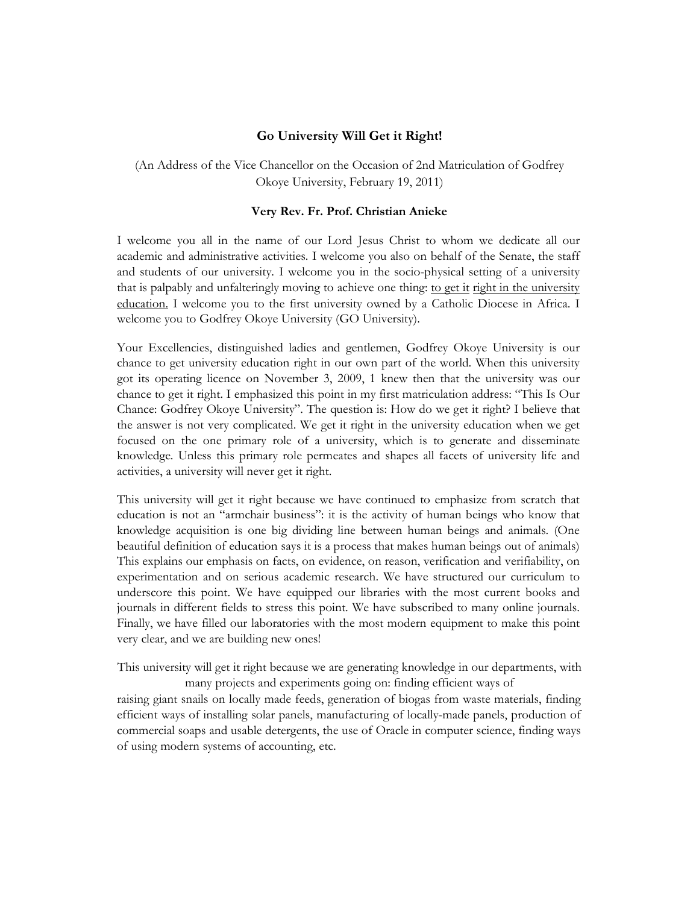# Go University Will Get it Right!

(An Address of the Vice Chancellor on the Occasion of 2nd Matriculation of Godfrey Okoye University, February 19, 2011)

**Very Rev. Fr. Prof. Christian Anieke**

I welcome you all in the name of our Lord Jesus Christ to whom we dedicate all our academic and administrative activities. I welcome you also on behalf of the Senate, the staff and students of our university. I welcome you in the socio-physical setting of a university that is palpably and unfalteringly moving to achieve one thing: <u>to get it right in the university education.</u> I welcome you to the first university owned by a Catholic Diocese in Africa. I welcome you to Godfrey Okoye University (GO University).

Your Excellencies, distinguished ladies and gentlemen, Godfrey Okoye University is our chance to get university education right in our own part of the world. When this university got its operating licence on November 3, 2009, 1 knew then that the university was our chance to get it right. I emphasized this point in my first matriculation address: "This Is Our Chance: Godfrey Okoye University". The question is: How do we get it right? I believe that the answer is not very complicated. We get it right in the university education when we get focused on the one primary role of a university, which is to generate and disseminate knowledge. Unless this primary role permeates and shapes all facets of university life and activities, a university will never get it right.

This university will get it right because we have continued to emphasize from scratch that education is not an "armchair business": it is the activity of human beings who know that knowledge acquisition is one big dividing line between human beings and animals. (One beautiful definition of education says it is a process that makes human beings out of animals) This explains our emphasis on facts, on evidence, on reason, verification and verifiability, on experimentation and on serious academic research. We have structured our curriculum to underscore this point. We have equipped our libraries with the most current books and journals in different fields to stress this point. We have subscribed to many online journals. Finally, we have filled our laboratories with the most modern equipment to make this point very clear, and we are building new ones!

This university will get it right because we are generating knowledge in our departments, with many projects and experiments going on: finding efficient ways of raising giant snails on locally made feeds, generation of biogas from waste materials, finding efficient ways of installing solar panels, manufacturing of locally-made panels, production of commercial soaps and usable detergents, the use of Oracle in computer science, finding ways of using modern systems of accounting, etc.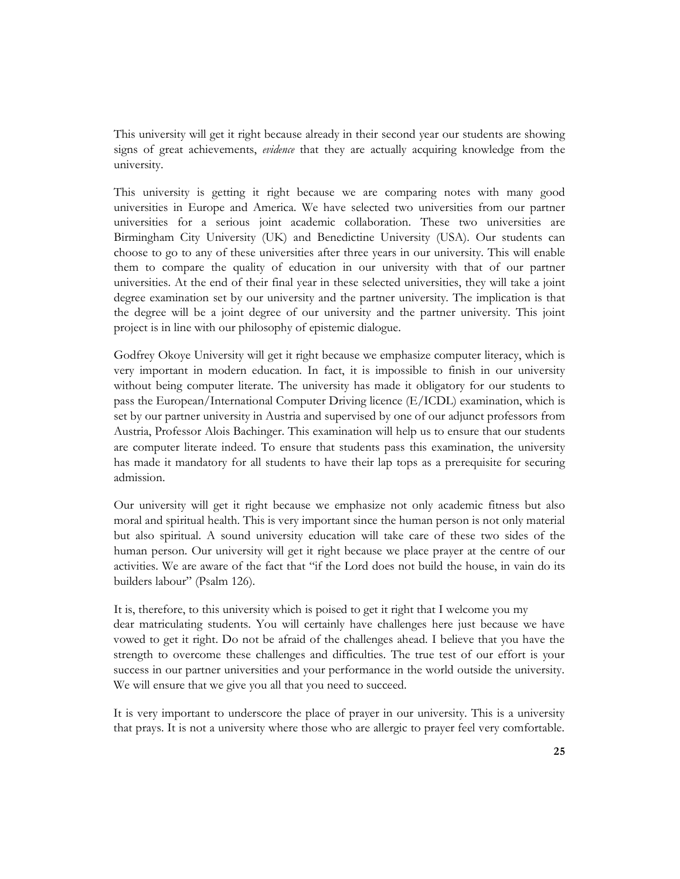This university will get it right because already in their second year our students are showing signs of great achievements, *evidence* that they are actually acquiring knowledge from the university.

This university is getting it right because we are comparing notes with many good universities in Europe and America. We have selected two universities from our partner universities for a serious joint academic collaboration. These two universities are Birmingham City University (UK) and Benedictine University (USA). Our students can choose to go to any of these universities after three years in our university. This will enable them to compare the quality of education in our university with that of our partner universities. At the end of their final year in these selected universities, they will take a joint degree examination set by our university and the partner university. The implication is that the degree will be a joint degree of our university and the partner university. This joint project is in line with our philosophy of epistemic dialogue.

Godfrey Okoye University will get it right because we emphasize computer literacy, which is very important in modern education. In fact, it is impossible to finish in our university without being computer literate. The university has made it obligatory for our students to pass the European/International Computer Driving licence (E/ICDL) examination, which is set by our partner university in Austria and supervised by one of our adjunct professors from Austria, Professor Alois Bachinger. This examination will help us to ensure that our students are computer literate indeed. To ensure that students pass this examination, the university has made it mandatory for all students to have their lap tops as a prerequisite for securing admission.

Our university will get it right because we emphasize not only academic fitness but also moral and spiritual health. This is very important since the human person is not only material but also spiritual. A sound university education will take care of these two sides of the human person. Our university will get it right because we place prayer at the centre of our activities. We are aware of the fact that "if the Lord does not build the house, in vain do its builders labour" (Psalm 126).

It is, therefore, to this university which is poised to get it right that I welcome you my dear matriculating students. You will certainly have challenges here just because we have vowed to get it right. Do not be afraid of the challenges ahead. I believe that you have the strength to overcome these challenges and difficulties. The true test of our effort is your success in our partner universities and your performance in the world outside the university. We will ensure that we give you all that you need to succeed.

It is very important to underscore the place of prayer in our university. This is a university that prays. It is not a university where those who are allergic to prayer feel very comfortable.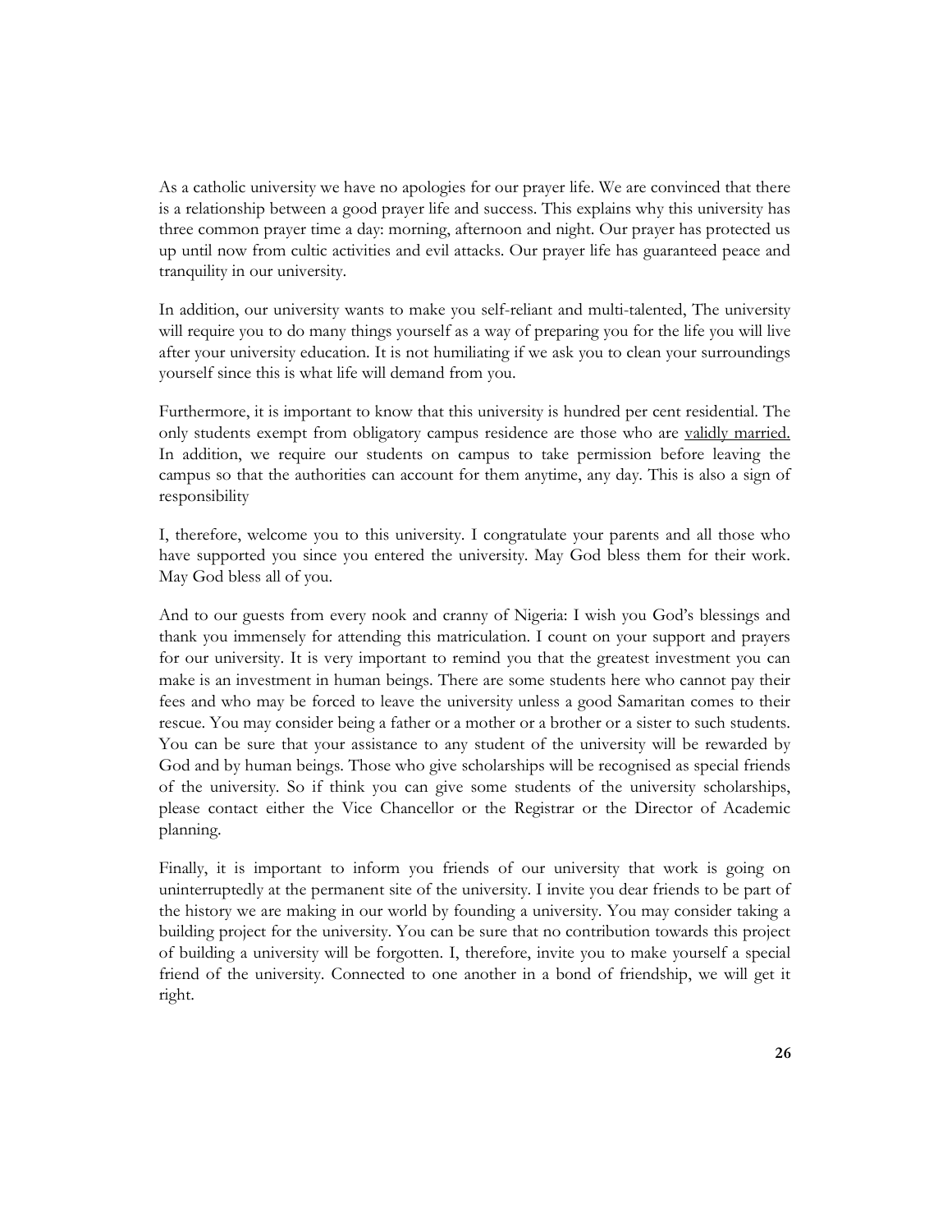As a catholic university we have no apologies for our prayer life. We are convinced that there is a relationship between a good prayer life and success. This explains why this university has three common prayer time a day: morning, afternoon and night. Our prayer has protected us up until now from cultic activities and evil attacks. Our prayer life has guaranteed peace and tranquility in our university.

In addition, our university wants to make you self-reliant and multi-talented, The university will require you to do many things yourself as a way of preparing you for the life you will live after your university education. It is not humiliating if we ask you to clean your surroundings yourself since this is what life will demand from you.

Furthermore, it is important to know that this university is hundred per cent residential. The only students exempt from obligatory campus residence are those who are <u>validly married.</u> In addition, we require our students on campus to take permission before leaving the campus so that the authorities can account for them anytime, any day. This is also a sign of responsibility

I, therefore, welcome you to this university. I congratulate your parents and all those who have supported you since you entered the university. May God bless them for their work. May God bless all of you.

And to our guests from every nook and cranny of Nigeria: I wish you God's blessings and thank you immensely for attending this matriculation. I count on your support and prayers for our university. It is very important to remind you that the greatest investment you can make is an investment in human beings. There are some students here who cannot pay their fees and who may be forced to leave the university unless a good Samaritan comes to their rescue. You may consider being a father or a mother or a brother or a sister to such students. You can be sure that your assistance to any student of the university will be rewarded by God and by human beings. Those who give scholarships will be recognised as special friends of the university. So if think you can give some students of the university scholarships, please contact either the Vice Chancellor or the Registrar or the Director of Academic planning.

Finally, it is important to inform you friends of our university that work is going on uninterruptedly at the permanent site of the university. I invite you dear friends to be part of the history we are making in our world by founding a university. You may consider taking a building project for the university. You can be sure that no contribution towards this project of building a university will be forgotten. I, therefore, invite you to make yourself a special friend of the university. Connected to one another in a bond of friendship, we will get it right.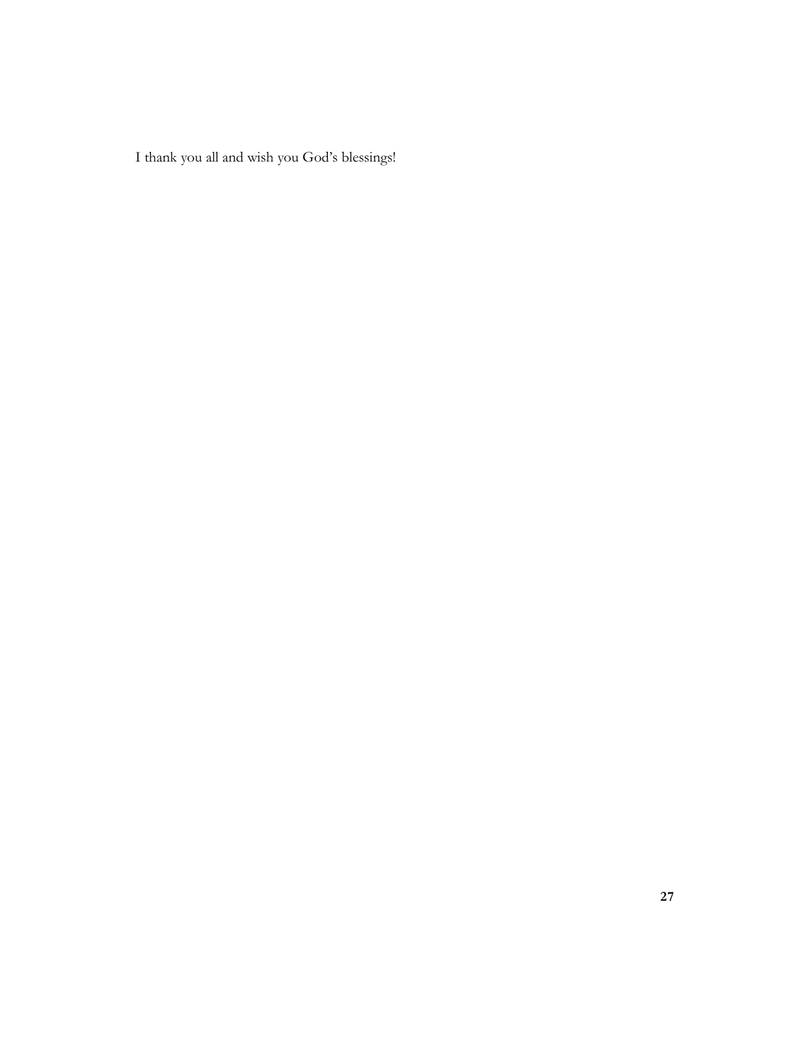I thank you all and wish you God's blessings!